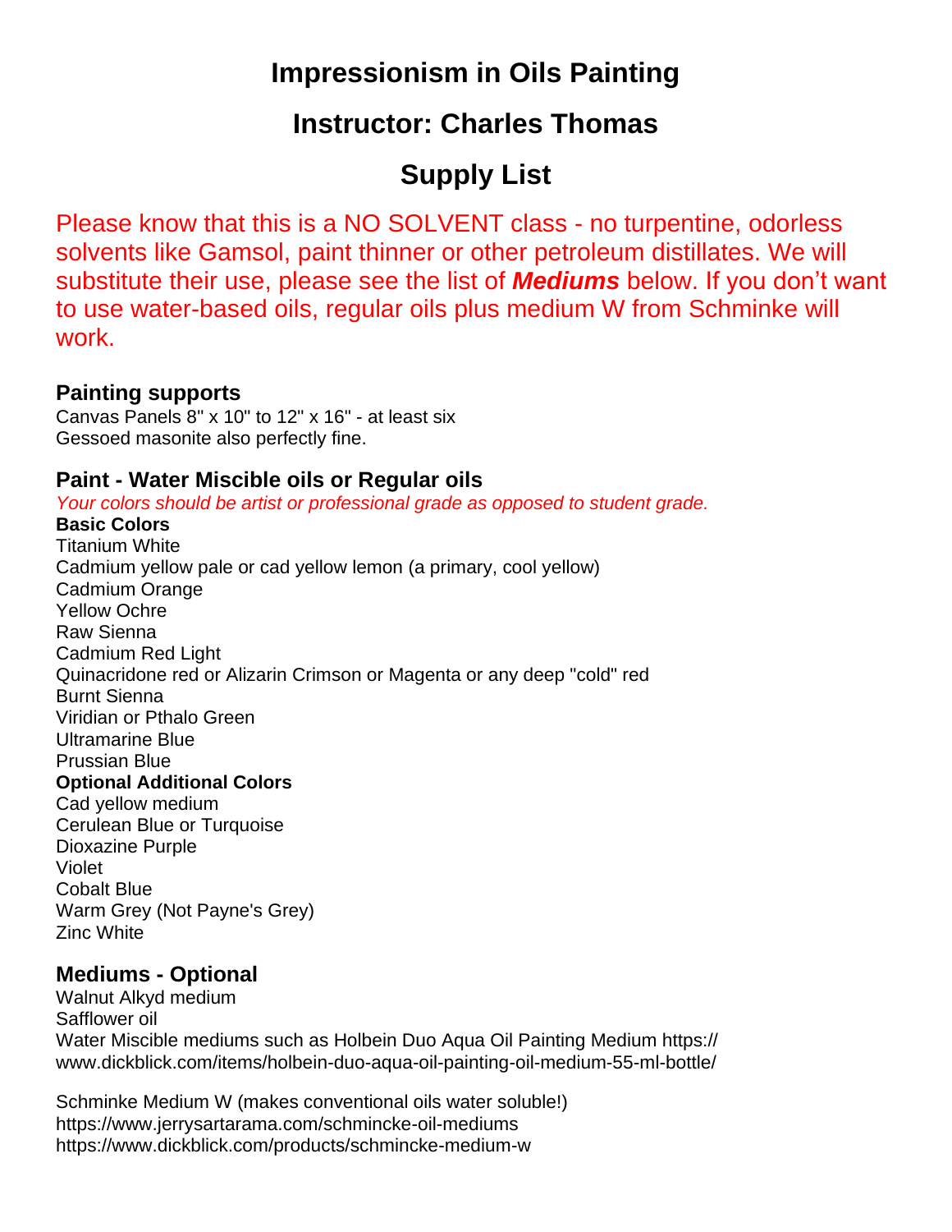# Impressionism in Oils Painting

## Instructor: Charles Thomas

## Supply List

Please know that this is a NO SOLVENT class - no turpentine, odorless solvents like Gamsol, paint thinner or other petroleum distillates. We will substitute their use, please see the list of ***Mediums*** below. If you don't want to use water-based oils, regular oils plus medium W from Schminke will work.

### Painting supports

Canvas Panels 8" x 10" to 12" x 16" - at least six
Gessoed masonite also perfectly fine.

### Paint - Water Miscible oils or Regular oils

*Your colors should be artist or professional grade as opposed to student grade.*

**Basic Colors**

Titanium White
Cadmium yellow pale or cad yellow lemon (a primary, cool yellow)
Cadmium Orange
Yellow Ochre
Raw Sienna
Cadmium Red Light
Quinacridone red or Alizarin Crimson or Magenta or any deep "cold" red
Burnt Sienna
Viridian or Pthalo Green
Ultramarine Blue
Prussian Blue

**Optional Additional Colors**

Cad yellow medium
Cerulean Blue or Turquoise
Dioxazine Purple
Violet
Cobalt Blue
Warm Grey (Not Payne's Grey)
Zinc White

### Mediums - Optional

Walnut Alkyd medium
Safflower oil
Water Miscible mediums such as Holbein Duo Aqua Oil Painting Medium https://www.dickblick.com/items/holbein-duo-aqua-oil-painting-oil-medium-55-ml-bottle/

Schminke Medium W (makes conventional oils water soluble!)
https://www.jerrysartarama.com/schmincke-oil-mediums
https://www.dickblick.com/products/schmincke-medium-w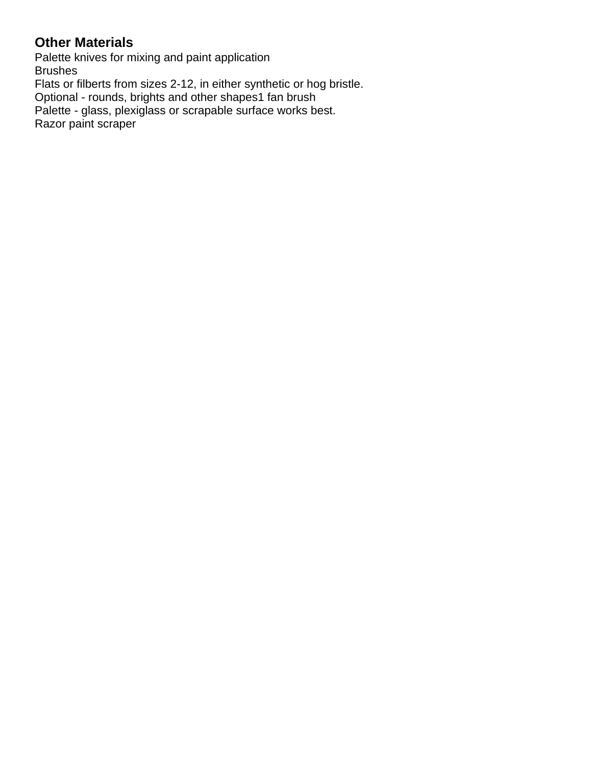**Other Materials**

Palette knives for mixing and paint application

Brushes

Flats or filberts from sizes 2-12, in either synthetic or hog bristle.

Optional - rounds, brights and other shapes1 fan brush

Palette - glass, plexiglass or scrapable surface works best.

Razor paint scraper